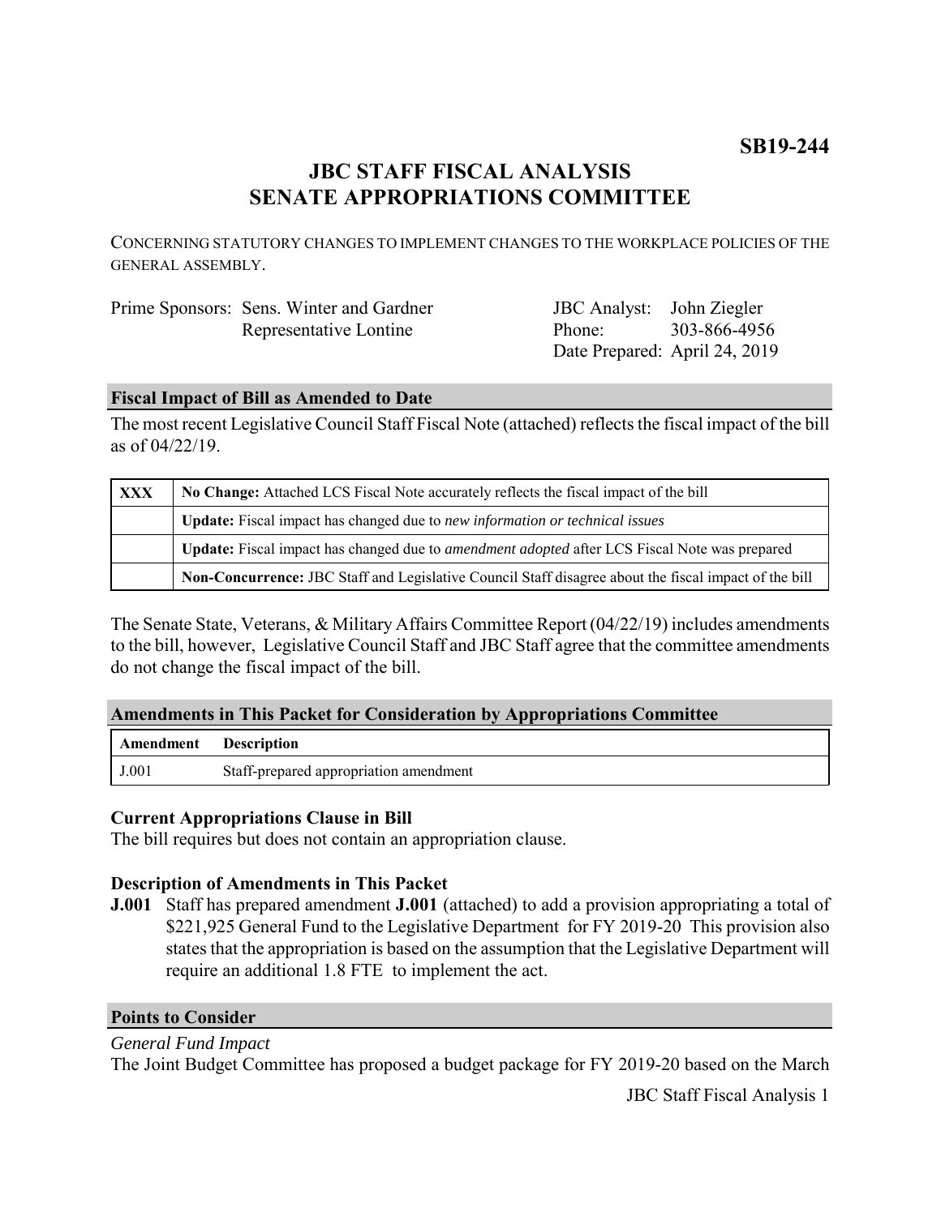**SB19-244**

# JBC STAFF FISCAL ANALYSIS
# SENATE APPROPRIATIONS COMMITTEE

CONCERNING STATUTORY CHANGES TO IMPLEMENT CHANGES TO THE WORKPLACE POLICIES OF THE GENERAL ASSEMBLY.

| | | | |
|---|---|---|---|
| Prime Sponsors: | Sens. Winter and Gardner<br>Representative Lontine | JBC Analyst:<br>Phone:<br>Date Prepared: | John Ziegler<br>303-866-4956<br>April 24, 2019 |

## Fiscal Impact of Bill as Amended to Date

The most recent Legislative Council Staff Fiscal Note (attached) reflects the fiscal impact of the bill as of 04/22/19.

| | |
|---|---|
| **XXX** | **No Change:** Attached LCS Fiscal Note accurately reflects the fiscal impact of the bill |
| | **Update:** Fiscal impact has changed due to *new information or technical issues* |
| | **Update:** Fiscal impact has changed due to *amendment adopted* after LCS Fiscal Note was prepared |
| | **Non-Concurrence:** JBC Staff and Legislative Council Staff disagree about the fiscal impact of the bill |

The Senate State, Veterans, & Military Affairs Committee Report (04/22/19) includes amendments to the bill, however, Legislative Council Staff and JBC Staff agree that the committee amendments do not change the fiscal impact of the bill.

## Amendments in This Packet for Consideration by Appropriations Committee

| Amendment | Description |
|---|---|
| J.001 | Staff-prepared appropriation amendment |

### Current Appropriations Clause in Bill

The bill requires but does not contain an appropriation clause.

### Description of Amendments in This Packet

**J.001** Staff has prepared amendment **J.001** (attached) to add a provision appropriating a total of \$221,925 General Fund to the Legislative Department for FY 2019-20 This provision also states that the appropriation is based on the assumption that the Legislative Department will require an additional 1.8 FTE to implement the act.

## Points to Consider

*General Fund Impact*

The Joint Budget Committee has proposed a budget package for FY 2019-20 based on the March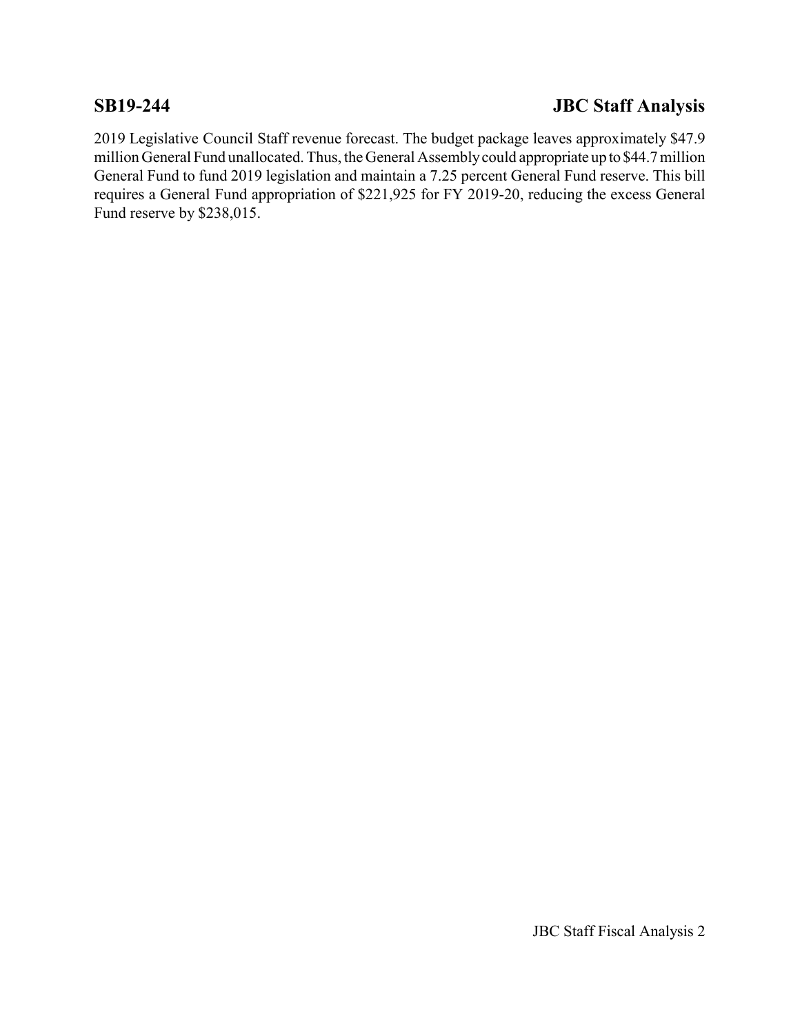2019 Legislative Council Staff revenue forecast. The budget package leaves approximately $47.9 million General Fund unallocated. Thus, the General Assembly could appropriate up to $44.7 million General Fund to fund 2019 legislation and maintain a 7.25 percent General Fund reserve. This bill requires a General Fund appropriation of $221,925 for FY 2019-20, reducing the excess General Fund reserve by $238,015.